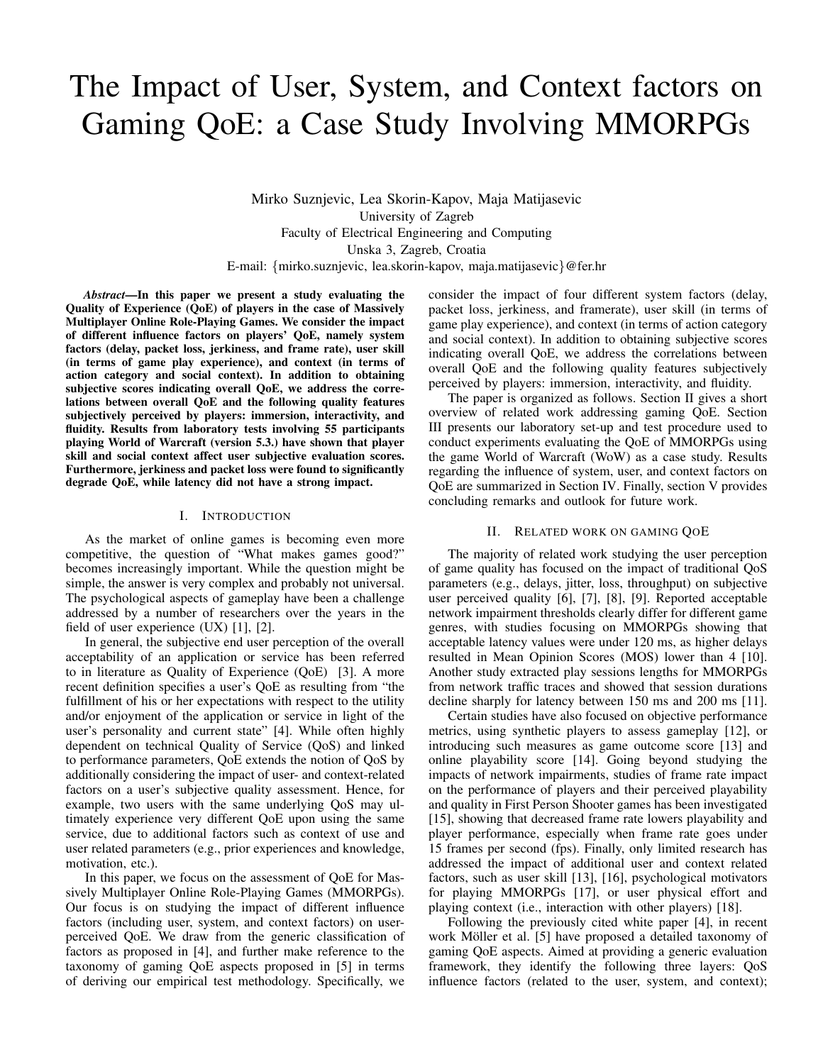# The Impact of User, System, and Context factors on Gaming QoE: a Case Study Involving MMORPGs

Mirko Suznjevic, Lea Skorin-Kapov, Maja Matijasevic
University of Zagreb
Faculty of Electrical Engineering and Computing
Unska 3, Zagreb, Croatia
E-mail: {mirko.suznjevic, lea.skorin-kapov, maja.matijasevic}@fer.hr

***Abstract*—In this paper we present a study evaluating the Quality of Experience (QoE) of players in the case of Massively Multiplayer Online Role-Playing Games. We consider the impact of different influence factors on players' QoE, namely system factors (delay, packet loss, jerkiness, and frame rate), user skill (in terms of game play experience), and context (in terms of action category and social context). In addition to obtaining subjective scores indicating overall QoE, we address the correlations between overall QoE and the following quality features subjectively perceived by players: immersion, interactivity, and fluidity. Results from laboratory tests involving 55 participants playing World of Warcraft (version 5.3.) have shown that player skill and social context affect user subjective evaluation scores. Furthermore, jerkiness and packet loss were found to significantly degrade QoE, while latency did not have a strong impact.**

## I. Introduction

As the market of online games is becoming even more competitive, the question of "What makes games good?" becomes increasingly important. While the question might be simple, the answer is very complex and probably not universal. The psychological aspects of gameplay have been a challenge addressed by a number of researchers over the years in the field of user experience (UX) [1], [2].

In general, the subjective end user perception of the overall acceptability of an application or service has been referred to in literature as Quality of Experience (QoE) [3]. A more recent definition specifies a user's QoE as resulting from "the fulfillment of his or her expectations with respect to the utility and/or enjoyment of the application or service in light of the user's personality and current state" [4]. While often highly dependent on technical Quality of Service (QoS) and linked to performance parameters, QoE extends the notion of QoS by additionally considering the impact of user- and context-related factors on a user's subjective quality assessment. Hence, for example, two users with the same underlying QoS may ultimately experience very different QoE upon using the same service, due to additional factors such as context of use and user related parameters (e.g., prior experiences and knowledge, motivation, etc.).

In this paper, we focus on the assessment of QoE for Massively Multiplayer Online Role-Playing Games (MMORPGs). Our focus is on studying the impact of different influence factors (including user, system, and context factors) on user-perceived QoE. We draw from the generic classification of factors as proposed in [4], and further make reference to the taxonomy of gaming QoE aspects proposed in [5] in terms of deriving our empirical test methodology. Specifically, we consider the impact of four different system factors (delay, packet loss, jerkiness, and framerate), user skill (in terms of game play experience), and context (in terms of action category and social context). In addition to obtaining subjective scores indicating overall QoE, we address the correlations between overall QoE and the following quality features subjectively perceived by players: immersion, interactivity, and fluidity.

The paper is organized as follows. Section II gives a short overview of related work addressing gaming QoE. Section III presents our laboratory set-up and test procedure used to conduct experiments evaluating the QoE of MMORPGs using the game World of Warcraft (WoW) as a case study. Results regarding the influence of system, user, and context factors on QoE are summarized in Section IV. Finally, section V provides concluding remarks and outlook for future work.

## II. Related work on gaming QoE

The majority of related work studying the user perception of game quality has focused on the impact of traditional QoS parameters (e.g., delays, jitter, loss, throughput) on subjective user perceived quality [6], [7], [8], [9]. Reported acceptable network impairment thresholds clearly differ for different game genres, with studies focusing on MMORPGs showing that acceptable latency values were under 120 ms, as higher delays resulted in Mean Opinion Scores (MOS) lower than 4 [10]. Another study extracted play sessions lengths for MMORPGs from network traffic traces and showed that session durations decline sharply for latency between 150 ms and 200 ms [11].

Certain studies have also focused on objective performance metrics, using synthetic players to assess gameplay [12], or introducing such measures as game outcome score [13] and online playability score [14]. Going beyond studying the impacts of network impairments, studies of frame rate impact on the performance of players and their perceived playability and quality in First Person Shooter games has been investigated [15], showing that decreased frame rate lowers playability and player performance, especially when frame rate goes under 15 frames per second (fps). Finally, only limited research has addressed the impact of additional user and context related factors, such as user skill [13], [16], psychological motivators for playing MMORPGs [17], or user physical effort and playing context (i.e., interaction with other players) [18].

Following the previously cited white paper [4], in recent work Möller et al. [5] have proposed a detailed taxonomy of gaming QoE aspects. Aimed at providing a generic evaluation framework, they identify the following three layers: QoS influence factors (related to the user, system, and context);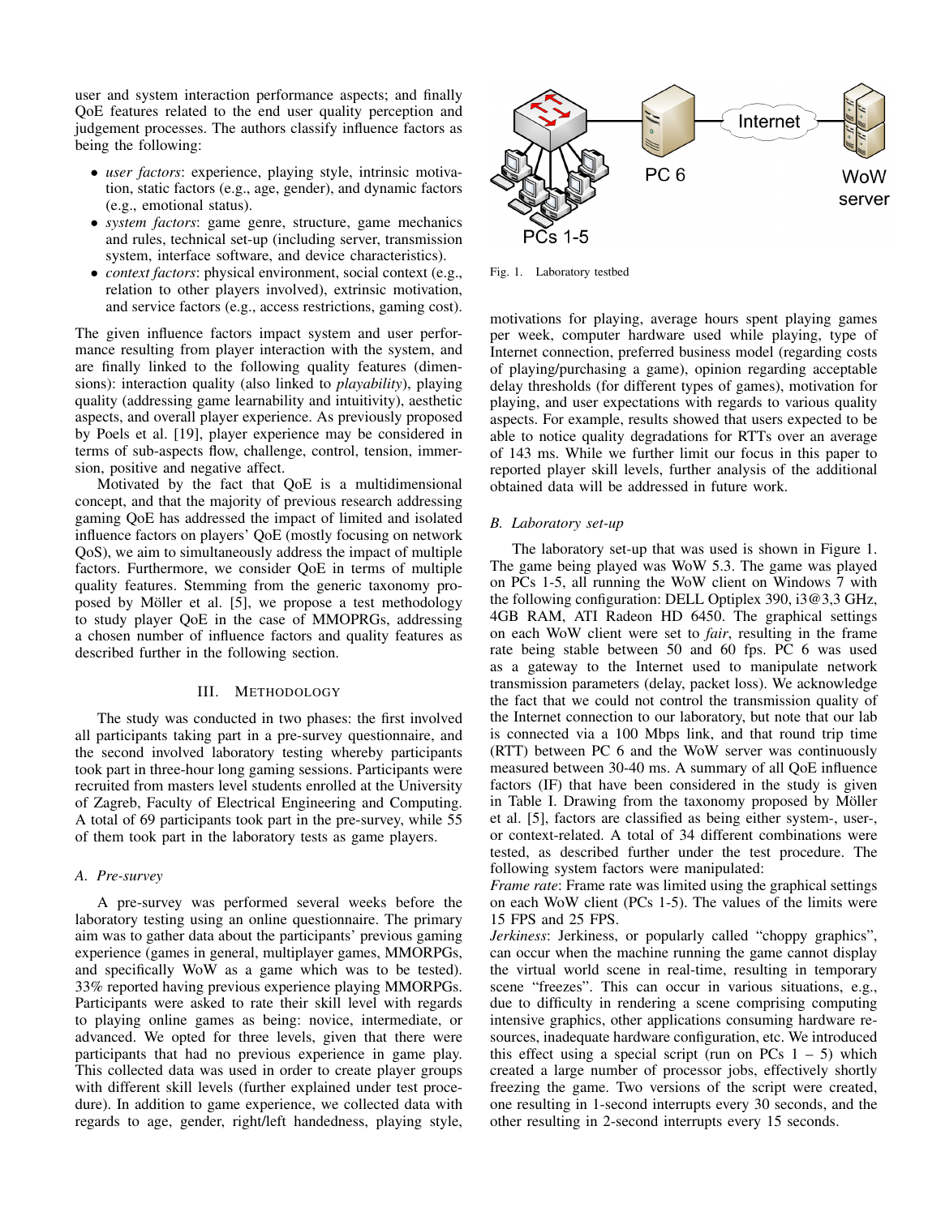user and system interaction performance aspects; and finally QoE features related to the end user quality perception and judgement processes. The authors classify influence factors as being the following:

- *user factors*: experience, playing style, intrinsic motivation, static factors (e.g., age, gender), and dynamic factors (e.g., emotional status).
- *system factors*: game genre, structure, game mechanics and rules, technical set-up (including server, transmission system, interface software, and device characteristics).
- *context factors*: physical environment, social context (e.g., relation to other players involved), extrinsic motivation, and service factors (e.g., access restrictions, gaming cost).

The given influence factors impact system and user performance resulting from player interaction with the system, and are finally linked to the following quality features (dimensions): interaction quality (also linked to *playability*), playing quality (addressing game learnability and intuitivity), aesthetic aspects, and overall player experience. As previously proposed by Poels et al. [19], player experience may be considered in terms of sub-aspects flow, challenge, control, tension, immersion, positive and negative affect.

Motivated by the fact that QoE is a multidimensional concept, and that the majority of previous research addressing gaming QoE has addressed the impact of limited and isolated influence factors on players' QoE (mostly focusing on network QoS), we aim to simultaneously address the impact of multiple factors. Furthermore, we consider QoE in terms of multiple quality features. Stemming from the generic taxonomy proposed by Möller et al. [5], we propose a test methodology to study player QoE in the case of MMOPRGs, addressing a chosen number of influence factors and quality features as described further in the following section.

## III. Methodology

The study was conducted in two phases: the first involved all participants taking part in a pre-survey questionnaire, and the second involved laboratory testing whereby participants took part in three-hour long gaming sessions. Participants were recruited from masters level students enrolled at the University of Zagreb, Faculty of Electrical Engineering and Computing. A total of 69 participants took part in the pre-survey, while 55 of them took part in the laboratory tests as game players.

### A. Pre-survey

A pre-survey was performed several weeks before the laboratory testing using an online questionnaire. The primary aim was to gather data about the participants' previous gaming experience (games in general, multiplayer games, MMORPGs, and specifically WoW as a game which was to be tested). 33% reported having previous experience playing MMORPGs. Participants were asked to rate their skill level with regards to playing online games as being: novice, intermediate, or advanced. We opted for three levels, given that there were participants that had no previous experience in game play. This collected data was used in order to create player groups with different skill levels (further explained under test procedure). In addition to game experience, we collected data with regards to age, gender, right/left handedness, playing style, motivations for playing, average hours spent playing games per week, computer hardware used while playing, type of Internet connection, preferred business model (regarding costs of playing/purchasing a game), opinion regarding acceptable delay thresholds (for different types of games), motivation for playing, and user expectations with regards to various quality aspects. For example, results showed that users expected to be able to notice quality degradations for RTTs over an average of 143 ms. While we further limit our focus in this paper to reported player skill levels, further analysis of the additional obtained data will be addressed in future work.

Fig. 1. Laboratory testbed

### B. Laboratory set-up

The laboratory set-up that was used is shown in Figure 1. The game being played was WoW 5.3. The game was played on PCs 1-5, all running the WoW client on Windows 7 with the following configuration: DELL Optiplex 390, i3@3,3 GHz, 4GB RAM, ATI Radeon HD 6450. The graphical settings on each WoW client were set to *fair*, resulting in the frame rate being stable between 50 and 60 fps. PC 6 was used as a gateway to the Internet used to manipulate network transmission parameters (delay, packet loss). We acknowledge the fact that we could not control the transmission quality of the Internet connection to our laboratory, but note that our lab is connected via a 100 Mbps link, and that round trip time (RTT) between PC 6 and the WoW server was continuously measured between 30-40 ms. A summary of all QoE influence factors (IF) that have been considered in the study is given in Table I. Drawing from the taxonomy proposed by Möller et al. [5], factors are classified as being either system-, user-, or context-related. A total of 34 different combinations were tested, as described further under the test procedure. The following system factors were manipulated:

*Frame rate*: Frame rate was limited using the graphical settings on each WoW client (PCs 1-5). The values of the limits were 15 FPS and 25 FPS.

*Jerkiness*: Jerkiness, or popularly called "choppy graphics", can occur when the machine running the game cannot display the virtual world scene in real-time, resulting in temporary scene "freezes". This can occur in various situations, e.g., due to difficulty in rendering a scene comprising computing intensive graphics, other applications consuming hardware resources, inadequate hardware configuration, etc. We introduced this effect using a special script (run on PCs 1 – 5) which created a large number of processor jobs, effectively shortly freezing the game. Two versions of the script were created, one resulting in 1-second interrupts every 30 seconds, and the other resulting in 2-second interrupts every 15 seconds.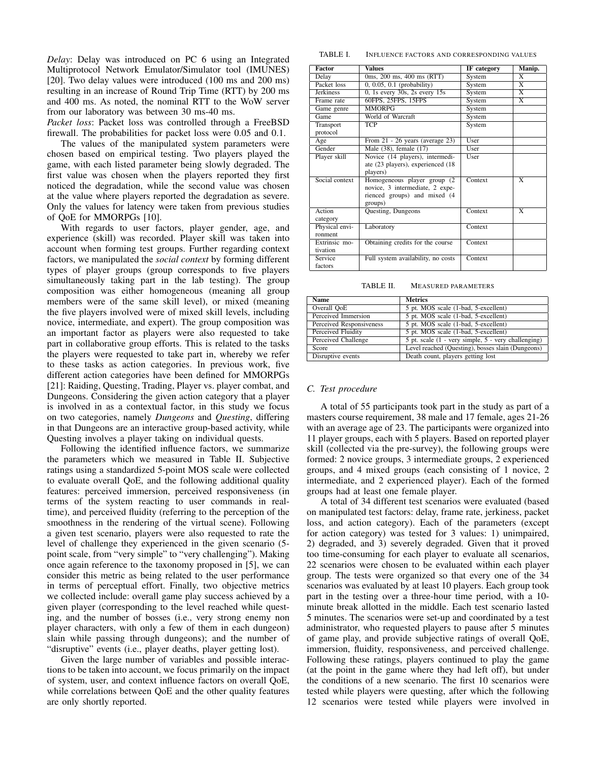*Delay*: Delay was introduced on PC 6 using an Integrated Multiprotocol Network Emulator/Simulator tool (IMUNES) [20]. Two delay values were introduced (100 ms and 200 ms) resulting in an increase of Round Trip Time (RTT) by 200 ms and 400 ms. As noted, the nominal RTT to the WoW server from our laboratory was between 30 ms-40 ms.

*Packet loss*: Packet loss was controlled through a FreeBSD firewall. The probabilities for packet loss were 0.05 and 0.1.

The values of the manipulated system parameters were chosen based on empirical testing. Two players played the game, with each listed parameter being slowly degraded. The first value was chosen when the players reported they first noticed the degradation, while the second value was chosen at the value where players reported the degradation as severe. Only the values for latency were taken from previous studies of QoE for MMORPGs [10].

With regards to user factors, player gender, age, and experience (skill) was recorded. Player skill was taken into account when forming test groups. Further regarding context factors, we manipulated the *social context* by forming different types of player groups (group corresponds to five players simultaneously taking part in the lab testing). The group composition was either homogeneous (meaning all group members were of the same skill level), or mixed (meaning the five players involved were of mixed skill levels, including novice, intermediate, and expert). The group composition was an important factor as players were also requested to take part in collaborative group efforts. This is related to the tasks the players were requested to take part in, whereby we refer to these tasks as action categories. In previous work, five different action categories have been defined for MMORPGs [21]: Raiding, Questing, Trading, Player vs. player combat, and Dungeons. Considering the given action category that a player is involved in as a contextual factor, in this study we focus on two categories, namely *Dungeons* and *Questing*, differing in that Dungeons are an interactive group-based activity, while Questing involves a player taking on individual quests.

Following the identified influence factors, we summarize the parameters which we measured in Table II. Subjective ratings using a standardized 5-point MOS scale were collected to evaluate overall QoE, and the following additional quality features: perceived immersion, perceived responsiveness (in terms of the system reacting to user commands in real-time), and perceived fluidity (referring to the perception of the smoothness in the rendering of the virtual scene). Following a given test scenario, players were also requested to rate the level of challenge they experienced in the given scenario (5-point scale, from "very simple" to "very challenging"). Making once again reference to the taxonomy proposed in [5], we can consider this metric as being related to the user performance in terms of perceptual effort. Finally, two objective metrics we collected include: overall game play success achieved by a given player (corresponding to the level reached while questing, and the number of bosses (i.e., very strong enemy non player characters, with only a few of them in each dungeon) slain while passing through dungeons); and the number of "disruptive" events (i.e., player deaths, player getting lost).

Given the large number of variables and possible interactions to be taken into account, we focus primarily on the impact of system, user, and context influence factors on overall QoE, while correlations between QoE and the other quality features are only shortly reported.

TABLE I. INFLUENCE FACTORS AND CORRESPONDING VALUES

| Factor | Values | IF category | Manip. |
|---|---|---|---|
| Delay | 0ms, 200 ms, 400 ms (RTT) | System | X |
| Packet loss | 0, 0.05, 0.1 (probability) | System | X |
| Jerkiness | 0, 1s every 30s, 2s every 15s | System | X |
| Frame rate | 60FPS, 25FPS, 15FPS | System | X |
| Game genre | MMORPG | System | |
| Game | World of Warcraft | System | |
| Transport protocol | TCP | System | |
| Age | From 21 - 26 years (average 23) | User | |
| Gender | Male (38), female (17) | User | |
| Player skill | Novice (14 players), intermediate (23 players), experienced (18 players) | User | |
| Social context | Homogeneous player group (2 novice, 3 intermediate, 2 experienced groups) and mixed (4 groups) | Context | X |
| Action category | Questing, Dungeons | Context | X |
| Physical environment | Laboratory | Context | |
| Extrinsic motivation | Obtaining credits for the course | Context | |
| Service factors | Full system availability, no costs | Context | |

TABLE II. MEASURED PARAMETERS

| Name | Metrics |
|---|---|
| Overall QoE | 5 pt. MOS scale (1-bad, 5-excellent) |
| Perceived Immersion | 5 pt. MOS scale (1-bad, 5-excellent) |
| Perceived Responsiveness | 5 pt. MOS scale (1-bad, 5-excellent) |
| Perceived Fluidity | 5 pt. MOS scale (1-bad, 5-excellent) |
| Perceived Challenge | 5 pt. scale (1 - very simple, 5 - very challenging) |
| Score | Level reached (Questing), bosses slain (Dungeons) |
| Disruptive events | Death count, players getting lost |

### C. Test procedure

A total of 55 participants took part in the study as part of a masters course requirement, 38 male and 17 female, ages 21-26 with an average age of 23. The participants were organized into 11 player groups, each with 5 players. Based on reported player skill (collected via the pre-survey), the following groups were formed: 2 novice groups, 3 intermediate groups, 2 experienced groups, and 4 mixed groups (each consisting of 1 novice, 2 intermediate, and 2 experienced player). Each of the formed groups had at least one female player.

A total of 34 different test scenarios were evaluated (based on manipulated test factors: delay, frame rate, jerkiness, packet loss, and action category). Each of the parameters (except for action category) was tested for 3 values: 1) unimpaired, 2) degraded, and 3) severely degraded. Given that it proved too time-consuming for each player to evaluate all scenarios, 22 scenarios were chosen to be evaluated within each player group. The tests were organized so that every one of the 34 scenarios was evaluated by at least 10 players. Each group took part in the testing over a three-hour time period, with a 10-minute break allotted in the middle. Each test scenario lasted 5 minutes. The scenarios were set-up and coordinated by a test administrator, who requested players to pause after 5 minutes of game play, and provide subjective ratings of overall QoE, immersion, fluidity, responsiveness, and perceived challenge. Following these ratings, players continued to play the game (at the point in the game where they had left off), but under the conditions of a new scenario. The first 10 scenarios were tested while players were questing, after which the following 12 scenarios were tested while players were involved in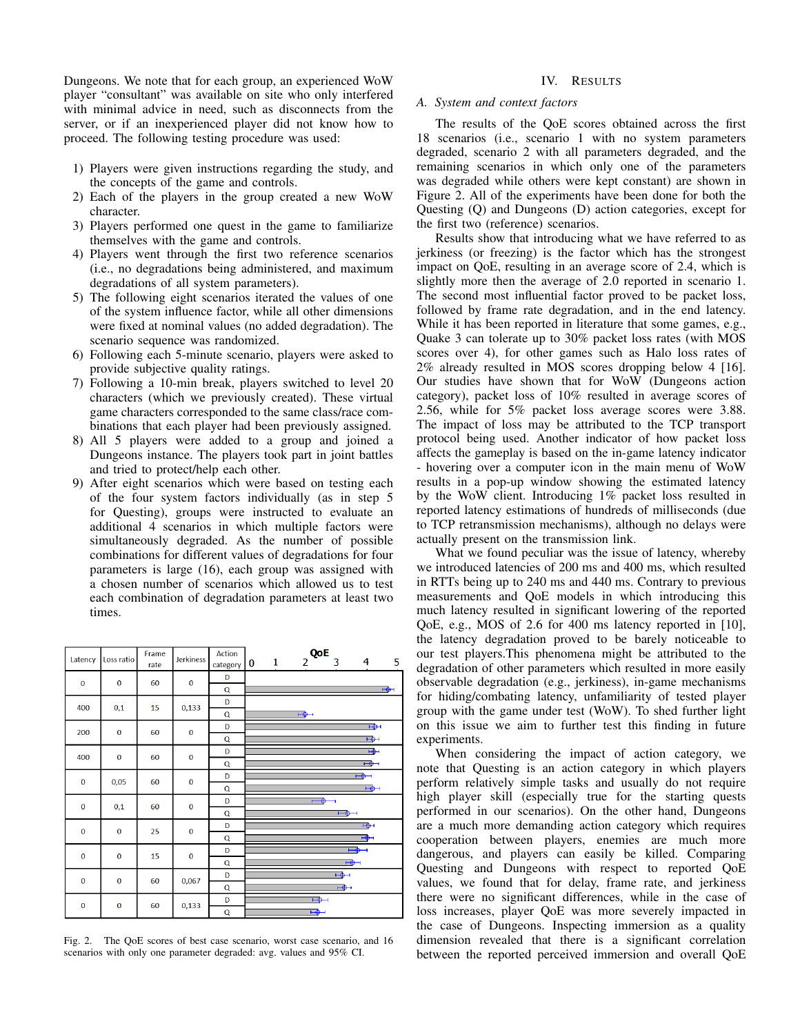Dungeons. We note that for each group, an experienced WoW player "consultant" was available on site who only interfered with minimal advice in need, such as disconnects from the server, or if an inexperienced player did not know how to proceed. The following testing procedure was used:

1) Players were given instructions regarding the study, and the concepts of the game and controls.
2) Each of the players in the group created a new WoW character.
3) Players performed one quest in the game to familiarize themselves with the game and controls.
4) Players went through the first two reference scenarios (i.e., no degradations being administered, and maximum degradations of all system parameters).
5) The following eight scenarios iterated the values of one of the system influence factor, while all other dimensions were fixed at nominal values (no added degradation). The scenario sequence was randomized.
6) Following each 5-minute scenario, players were asked to provide subjective quality ratings.
7) Following a 10-min break, players switched to level 20 characters (which we previously created). These virtual game characters corresponded to the same class/race combinations that each player had been previously assigned.
8) All 5 players were added to a group and joined a Dungeons instance. The players took part in joint battles and tried to protect/help each other.
9) After eight scenarios which were based on testing each of the four system factors individually (as in step 5 for Questing), groups were instructed to evaluate an additional 4 scenarios in which multiple factors were simultaneously degraded. As the number of possible combinations for different values of degradations for four parameters is large (16), each group was assigned with a chosen number of scenarios which allowed us to test each combination of degradation parameters at least two times.

| Latency | Loss ratio | Frame rate | Jerkiness | Action category |
|---|---|---|---|---|
| 0 | 0 | 60 | 0 | D |
| | | | | Q |
| 400 | 0,1 | 15 | 0,133 | D |
| | | | | Q |
| 200 | 0 | 60 | 0 | D |
| | | | | Q |
| 400 | 0 | 60 | 0 | D |
| | | | | Q |
| 0 | 0,05 | 60 | 0 | D |
| | | | | Q |
| 0 | 0,1 | 60 | 0 | D |
| | | | | Q |
| 0 | 0 | 25 | 0 | D |
| | | | | Q |
| 0 | 0 | 15 | 0 | D |
| | | | | Q |
| 0 | 0 | 60 | 0,067 | D |
| | | | | Q |
| 0 | 0 | 60 | 0,133 | D |
| | | | | Q |

Fig. 2. The QoE scores of best case scenario, worst case scenario, and 16 scenarios with only one parameter degraded: avg. values and 95% CI.

## IV. Results

### A. System and context factors

The results of the QoE scores obtained across the first 18 scenarios (i.e., scenario 1 with no system parameters degraded, scenario 2 with all parameters degraded, and the remaining scenarios in which only one of the parameters was degraded while others were kept constant) are shown in Figure 2. All of the experiments have been done for both the Questing (Q) and Dungeons (D) action categories, except for the first two (reference) scenarios.

Results show that introducing what we have referred to as jerkiness (or freezing) is the factor which has the strongest impact on QoE, resulting in an average score of 2.4, which is slightly more then the average of 2.0 reported in scenario 1. The second most influential factor proved to be packet loss, followed by frame rate degradation, and in the end latency. While it has been reported in literature that some games, e.g., Quake 3 can tolerate up to 30% packet loss rates (with MOS scores over 4), for other games such as Halo loss rates of 2% already resulted in MOS scores dropping below 4 [16]. Our studies have shown that for WoW (Dungeons action category), packet loss of 10% resulted in average scores of 2.56, while for 5% packet loss average scores were 3.88. The impact of loss may be attributed to the TCP transport protocol being used. Another indicator of how packet loss affects the gameplay is based on the in-game latency indicator - hovering over a computer icon in the main menu of WoW results in a pop-up window showing the estimated latency by the WoW client. Introducing 1% packet loss resulted in reported latency estimations of hundreds of milliseconds (due to TCP retransmission mechanisms), although no delays were actually present on the transmission link.

What we found peculiar was the issue of latency, whereby we introduced latencies of 200 ms and 400 ms, which resulted in RTTs being up to 240 ms and 440 ms. Contrary to previous measurements and QoE models in which introducing this much latency resulted in significant lowering of the reported QoE, e.g., MOS of 2.6 for 400 ms latency reported in [10], the latency degradation proved to be barely noticeable to our test players.This phenomena might be attributed to the degradation of other parameters which resulted in more easily observable degradation (e.g., jerkiness), in-game mechanisms for hiding/combating latency, unfamiliarity of tested player group with the game under test (WoW). To shed further light on this issue we aim to further test this finding in future experiments.

When considering the impact of action category, we note that Questing is an action category in which players perform relatively simple tasks and usually do not require high player skill (especially true for the starting quests performed in our scenarios). On the other hand, Dungeons are a much more demanding action category which requires cooperation between players, enemies are much more dangerous, and players can easily be killed. Comparing Questing and Dungeons with respect to reported QoE values, we found that for delay, frame rate, and jerkiness there were no significant differences, while in the case of loss increases, player QoE was more severely impacted in the case of Dungeons. Inspecting immersion as a quality dimension revealed that there is a significant correlation between the reported perceived immersion and overall QoE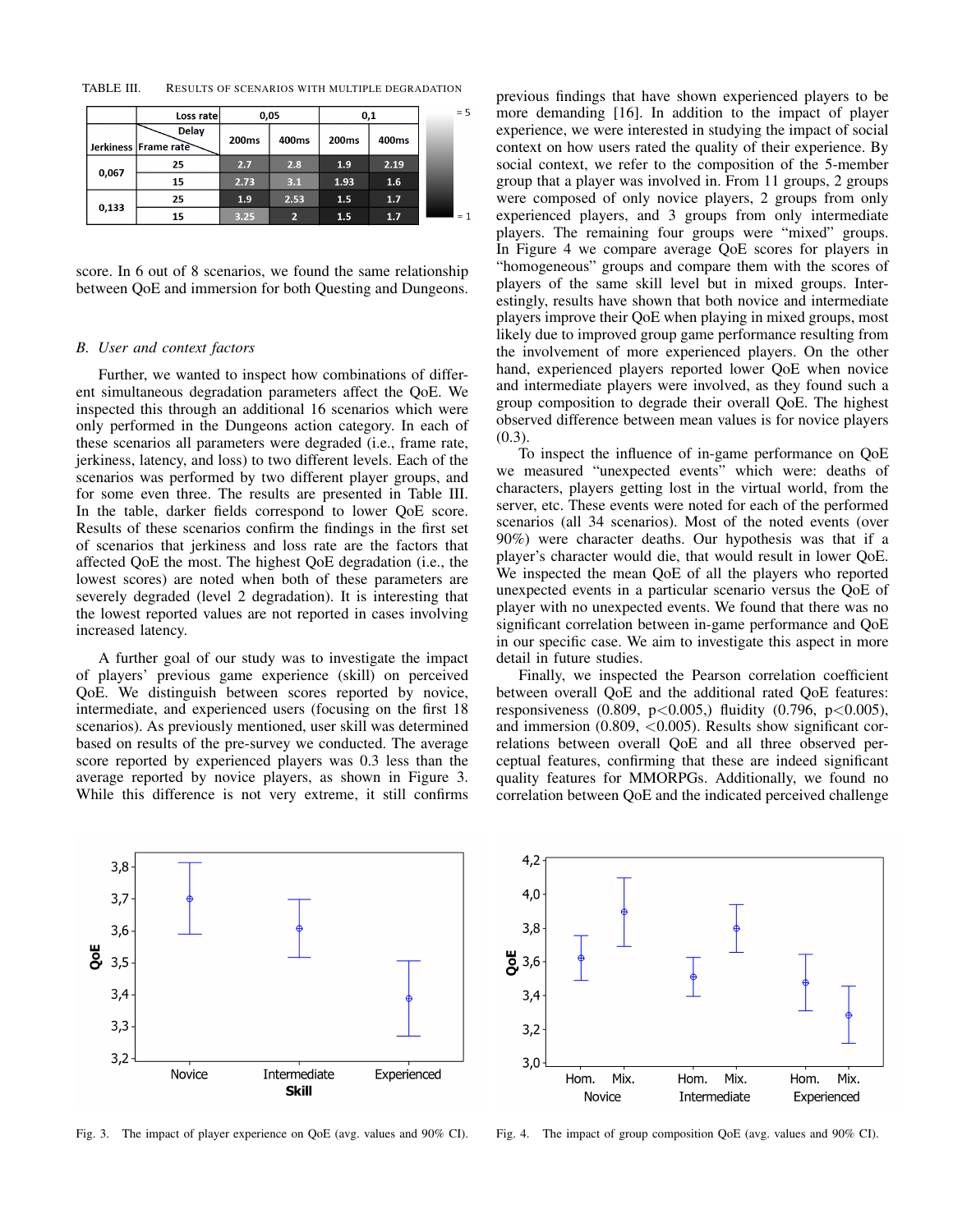TABLE III. Results of scenarios with multiple degradation

| Jerkiness | Loss rate / Delay / Frame rate | 0,05 200ms | 0,05 400ms | 0,1 200ms | 0,1 400ms |
|---|---|---|---|---|---|
| 0,067 | 25 | 2.7 | 2.8 | 1.9 | 2.19 |
| | 15 | 2.73 | 3.1 | 1.93 | 1.6 |
| 0,133 | 25 | 1.9 | 2.53 | 1.5 | 1.7 |
| | 15 | 3.25 | 2 | 1.5 | 1.7 |

score. In 6 out of 8 scenarios, we found the same relationship between QoE and immersion for both Questing and Dungeons.

## B. User and context factors

Further, we wanted to inspect how combinations of different simultaneous degradation parameters affect the QoE. We inspected this through an additional 16 scenarios which were only performed in the Dungeons action category. In each of these scenarios all parameters were degraded (i.e., frame rate, jerkiness, latency, and loss) to two different levels. Each of the scenarios was performed by two different player groups, and for some even three. The results are presented in Table III. In the table, darker fields correspond to lower QoE score. Results of these scenarios confirm the findings in the first set of scenarios that jerkiness and loss rate are the factors that affected QoE the most. The highest QoE degradation (i.e., the lowest scores) are noted when both of these parameters are severely degraded (level 2 degradation). It is interesting that the lowest reported values are not reported in cases involving increased latency.

A further goal of our study was to investigate the impact of players' previous game experience (skill) on perceived QoE. We distinguish between scores reported by novice, intermediate, and experienced users (focusing on the first 18 scenarios). As previously mentioned, user skill was determined based on results of the pre-survey we conducted. The average score reported by experienced players was 0.3 less than the average reported by novice players, as shown in Figure 3. While this difference is not very extreme, it still confirms previous findings that have shown experienced players to be more demanding [16]. In addition to the impact of player experience, we were interested in studying the impact of social context on how users rated the quality of their experience. By social context, we refer to the composition of the 5-member group that a player was involved in. From 11 groups, 2 groups were composed of only novice players, 2 groups from only experienced players, and 3 groups from only intermediate players. The remaining four groups were "mixed" groups. In Figure 4 we compare average QoE scores for players in "homogeneous" groups and compare them with the scores of players of the same skill level but in mixed groups. Interestingly, results have shown that both novice and intermediate players improve their QoE when playing in mixed groups, most likely due to improved group game performance resulting from the involvement of more experienced players. On the other hand, experienced players reported lower QoE when novice and intermediate players were involved, as they found such a group composition to degrade their overall QoE. The highest observed difference between mean values is for novice players (0.3).

To inspect the influence of in-game performance on QoE we measured "unexpected events" which were: deaths of characters, players getting lost in the virtual world, from the server, etc. These events were noted for each of the performed scenarios (all 34 scenarios). Most of the noted events (over 90%) were character deaths. Our hypothesis was that if a player's character would die, that would result in lower QoE. We inspected the mean QoE of all the players who reported unexpected events in a particular scenario versus the QoE of player with no unexpected events. We found that there was no significant correlation between in-game performance and QoE in our specific case. We aim to investigate this aspect in more detail in future studies.

Finally, we inspected the Pearson correlation coefficient between overall QoE and the additional rated QoE features: responsiveness (0.809, $p<0.005$,) fluidity (0.796, $p<0.005$), and immersion (0.809, $<0.005$). Results show significant correlations between overall QoE and all three observed perceptual features, confirming that these are indeed significant quality features for MMORPGs. Additionally, we found no correlation between QoE and the indicated perceived challenge

Fig. 3. The impact of player experience on QoE (avg. values and 90% CI).

Fig. 4. The impact of group composition QoE (avg. values and 90% CI).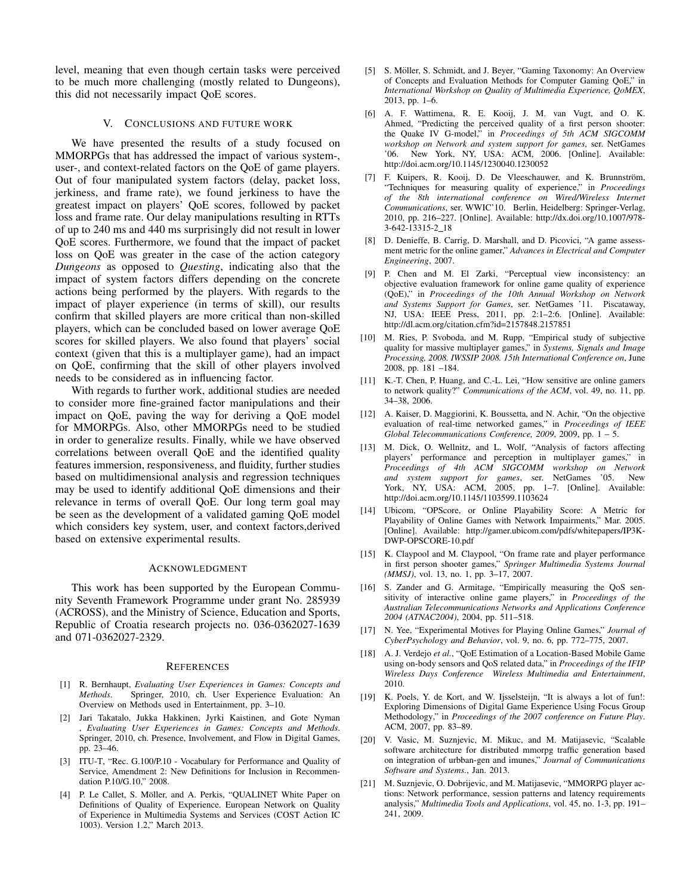level, meaning that even though certain tasks were perceived to be much more challenging (mostly related to Dungeons), this did not necessarily impact QoE scores.

## V. Conclusions and future work

We have presented the results of a study focused on MMORPGs that has addressed the impact of various system-, user-, and context-related factors on the QoE of game players. Out of four manipulated system factors (delay, packet loss, jerkiness, and frame rate), we found jerkiness to have the greatest impact on players' QoE scores, followed by packet loss and frame rate. Our delay manipulations resulting in RTTs of up to 240 ms and 440 ms surprisingly did not result in lower QoE scores. Furthermore, we found that the impact of packet loss on QoE was greater in the case of the action category *Dungeons* as opposed to *Questing*, indicating also that the impact of system factors differs depending on the concrete actions being performed by the players. With regards to the impact of player experience (in terms of skill), our results confirm that skilled players are more critical than non-skilled players, which can be concluded based on lower average QoE scores for skilled players. We also found that players' social context (given that this is a multiplayer game), had an impact on QoE, confirming that the skill of other players involved needs to be considered as in influencing factor.

With regards to further work, additional studies are needed to consider more fine-grained factor manipulations and their impact on QoE, paving the way for deriving a QoE model for MMORPGs. Also, other MMORPGs need to be studied in order to generalize results. Finally, while we have observed correlations between overall QoE and the identified quality features immersion, responsiveness, and fluidity, further studies based on multidimensional analysis and regression techniques may be used to identify additional QoE dimensions and their relevance in terms of overall QoE. Our long term goal may be seen as the development of a validated gaming QoE model which considers key system, user, and context factors,derived based on extensive experimental results.

## Acknowledgment

This work has been supported by the European Community Seventh Framework Programme under grant No. 285939 (ACROSS), and the Ministry of Science, Education and Sports, Republic of Croatia research projects no. 036-0362027-1639 and 071-0362027-2329.

## References

[1] R. Bernhaupt, *Evaluating User Experiences in Games: Concepts and Methods*. Springer, 2010, ch. User Experience Evaluation: An Overview on Methods used in Entertainment, pp. 3–10.

[2] Jari Takatalo, Jukka Hakkinen, Jyrki Kaistinen, and Gote Nyman , *Evaluating User Experiences in Games: Concepts and Methods*. Springer, 2010, ch. Presence, Involvement, and Flow in Digital Games, pp. 23–46.

[3] ITU-T, "Rec. G.100/P.10 - Vocabulary for Performance and Quality of Service, Amendment 2: New Definitions for Inclusion in Recommendation P.10/G.10," 2008.

[4] P. Le Callet, S. Möller, and A. Perkis, "QUALINET White Paper on Definitions of Quality of Experience. European Network on Quality of Experience in Multimedia Systems and Services (COST Action IC 1003). Version 1.2," March 2013.

[5] S. Möller, S. Schmidt, and J. Beyer, "Gaming Taxonomy: An Overview of Concepts and Evaluation Methods for Computer Gaming QoE," in *International Workshop on Quality of Multimedia Experience, QoMEX*, 2013, pp. 1–6.

[6] A. F. Wattimena, R. E. Kooij, J. M. van Vugt, and O. K. Ahmed, "Predicting the perceived quality of a first person shooter: the Quake IV G-model," in *Proceedings of 5th ACM SIGCOMM workshop on Network and system support for games*, ser. NetGames '06. New York, NY, USA: ACM, 2006. [Online]. Available: http://doi.acm.org/10.1145/1230040.1230052

[7] F. Kuipers, R. Kooij, D. De Vleeschauwer, and K. Brunnström, "Techniques for measuring quality of experience," in *Proceedings of the 8th international conference on Wired/Wireless Internet Communications*, ser. WWIC'10. Berlin, Heidelberg: Springer-Verlag, 2010, pp. 216–227. [Online]. Available: http://dx.doi.org/10.1007/978-3-642-13315-2_18

[8] D. Denieffe, B. Carrig, D. Marshall, and D. Picovici, "A game assessment metric for the online gamer," *Advances in Electrical and Computer Engineering*, 2007.

[9] P. Chen and M. El Zarki, "Perceptual view inconsistency: an objective evaluation framework for online game quality of experience (QoE)," in *Proceedings of the 10th Annual Workshop on Network and Systems Support for Games*, ser. NetGames '11. Piscataway, NJ, USA: IEEE Press, 2011, pp. 2:1–2:6. [Online]. Available: http://dl.acm.org/citation.cfm?id=2157848.2157851

[10] M. Ries, P. Svoboda, and M. Rupp, "Empirical study of subjective quality for massive multiplayer games," in *Systems, Signals and Image Processing, 2008. IWSSIP 2008. 15th International Conference on*, June 2008, pp. 181 –184.

[11] K.-T. Chen, P. Huang, and C.-L. Lei, "How sensitive are online gamers to network quality?" *Communications of the ACM*, vol. 49, no. 11, pp. 34–38, 2006.

[12] A. Kaiser, D. Maggiorini, K. Boussetta, and N. Achir, "On the objective evaluation of real-time networked games," in *Proceedings of IEEE Global Telecommunications Conference, 2009*, 2009, pp. 1 – 5.

[13] M. Dick, O. Wellnitz, and L. Wolf, "Analysis of factors affecting players' performance and perception in multiplayer games," in *Proceedings of 4th ACM SIGCOMM workshop on Network and system support for games*, ser. NetGames '05. New York, NY, USA: ACM, 2005, pp. 1–7. [Online]. Available: http://doi.acm.org/10.1145/1103599.1103624

[14] Ubicom, "OPScore, or Online Playability Score: A Metric for Playability of Online Games with Network Impairments," Mar. 2005. [Online]. Available: http://gamer.ubicom.com/pdfs/whitepapers/IP3K-DWP-OPSCORE-10.pdf

[15] K. Claypool and M. Claypool, "On frame rate and player performance in first person shooter games," *Springer Multimedia Systems Journal (MMSJ)*, vol. 13, no. 1, pp. 3–17, 2007.

[16] S. Zander and G. Armitage, "Empirically measuring the QoS sensitivity of interactive online game players," in *Proceedings of the Australian Telecommunications Networks and Applications Conference 2004 (ATNAC2004)*, 2004, pp. 511–518.

[17] N. Yee, "Experimental Motives for Playing Online Games," *Journal of CyberPsychology and Behavior*, vol. 9, no. 6, pp. 772–775, 2007.

[18] A. J. Verdejo *et al.*, "QoE Estimation of a Location-Based Mobile Game using on-body sensors and QoS related data," in *Proceedings of the IFIP Wireless Days Conference Wireless Multimedia and Entertainment*, 2010.

[19] K. Poels, Y. de Kort, and W. Ijsselsteijn, "It is always a lot of fun!: Exploring Dimensions of Digital Game Experience Using Focus Group Methodology," in *Proceedings of the 2007 conference on Future Play*. ACM, 2007, pp. 83–89.

[20] V. Vasic, M. Suznjevic, M. Mikuc, and M. Matijasevic, "Scalable software architecture for distributed mmorpg traffic generation based on integration of urbban-gen and imunes," *Journal of Communications Software and Systems.*, Jan. 2013.

[21] M. Suznjevic, O. Dobrijevic, and M. Matijasevic, "MMORPG player actions: Network performance, session patterns and latency requirements analysis," *Multimedia Tools and Applications*, vol. 45, no. 1-3, pp. 191–241, 2009.